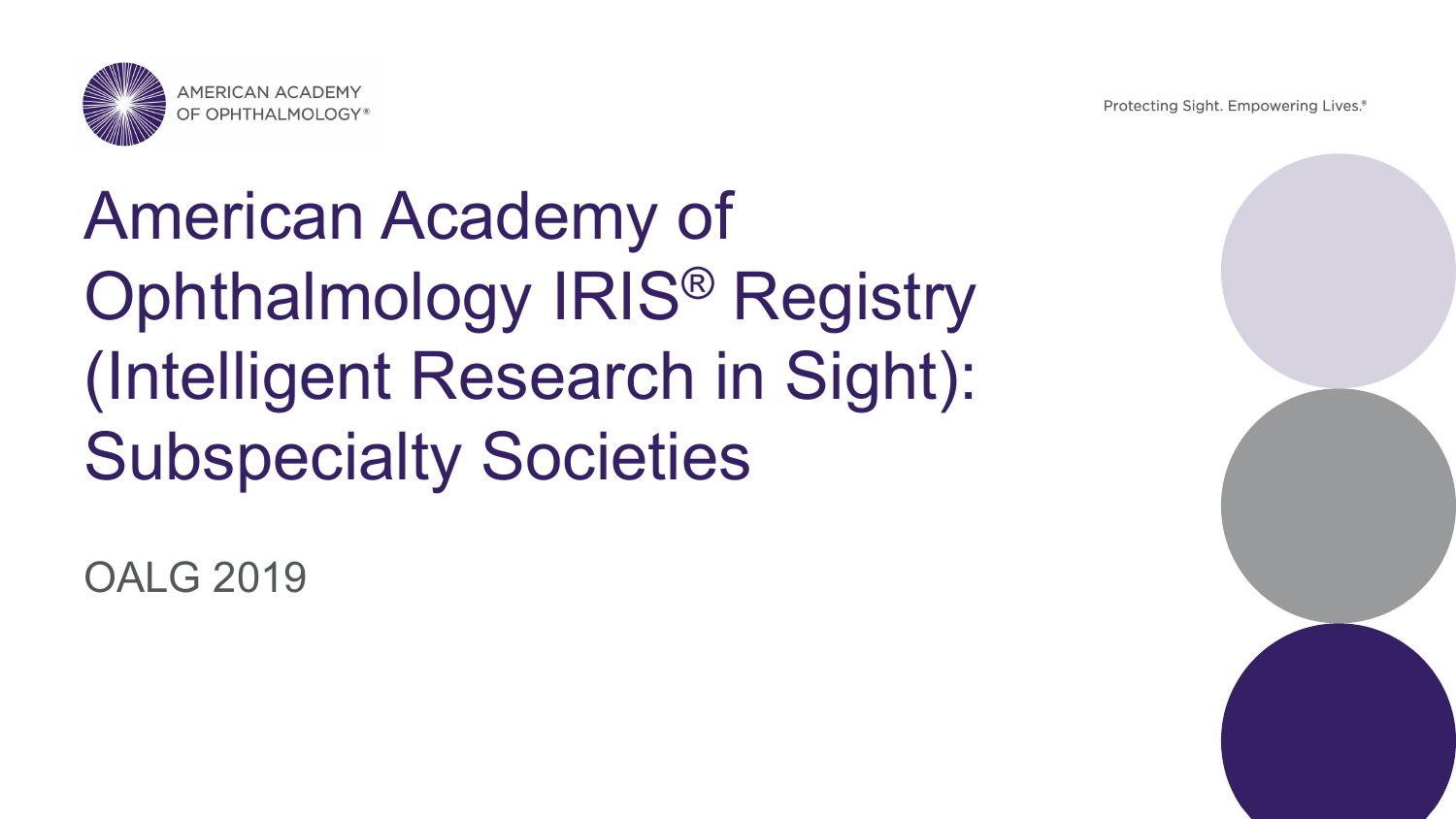AMERICAN ACADEMY OF OPHTHALMOLOGY®

Protecting Sight. Empowering Lives.®

# American Academy of Ophthalmology IRIS® Registry (Intelligent Research in Sight): Subspecialty Societies

OALG 2019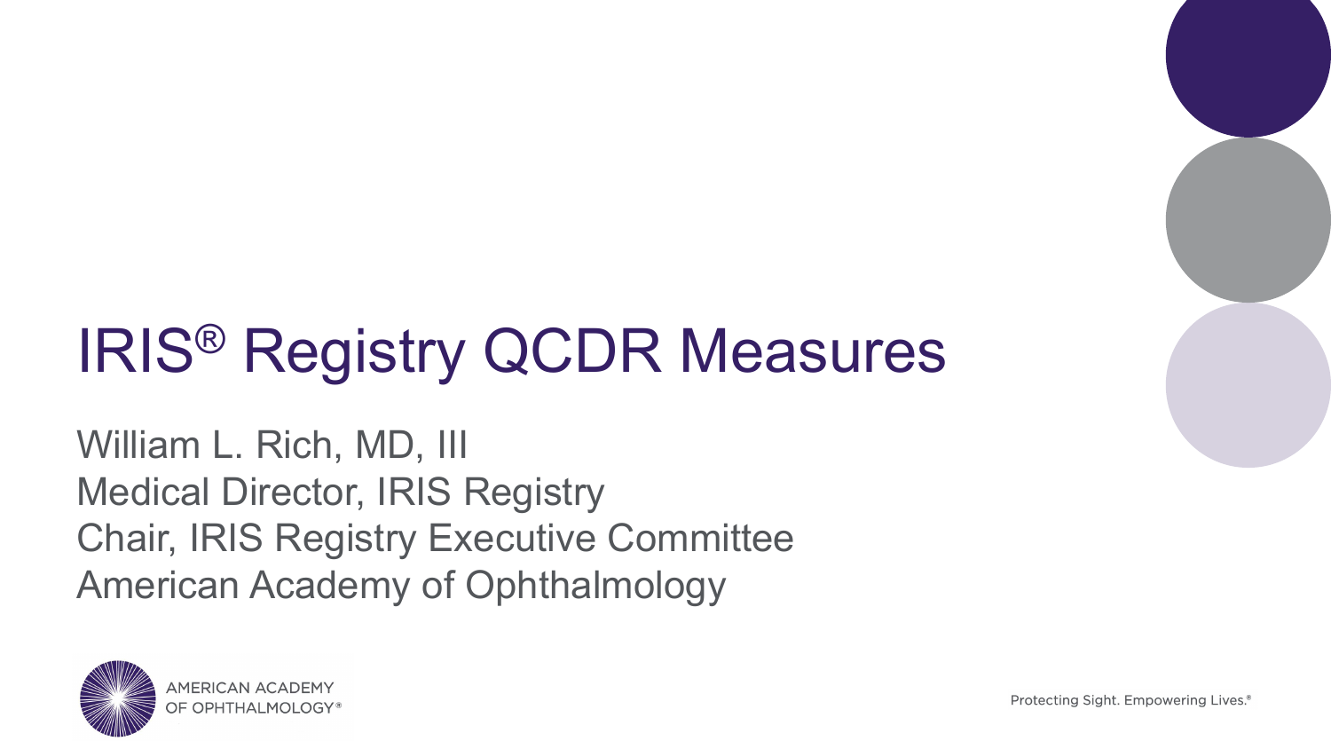# IRIS® Registry QCDR Measures

William L. Rich, MD, III
Medical Director, IRIS Registry
Chair, IRIS Registry Executive Committee
American Academy of Ophthalmology

AMERICAN ACADEMY OF OPHTHALMOLOGY®

Protecting Sight. Empowering Lives.®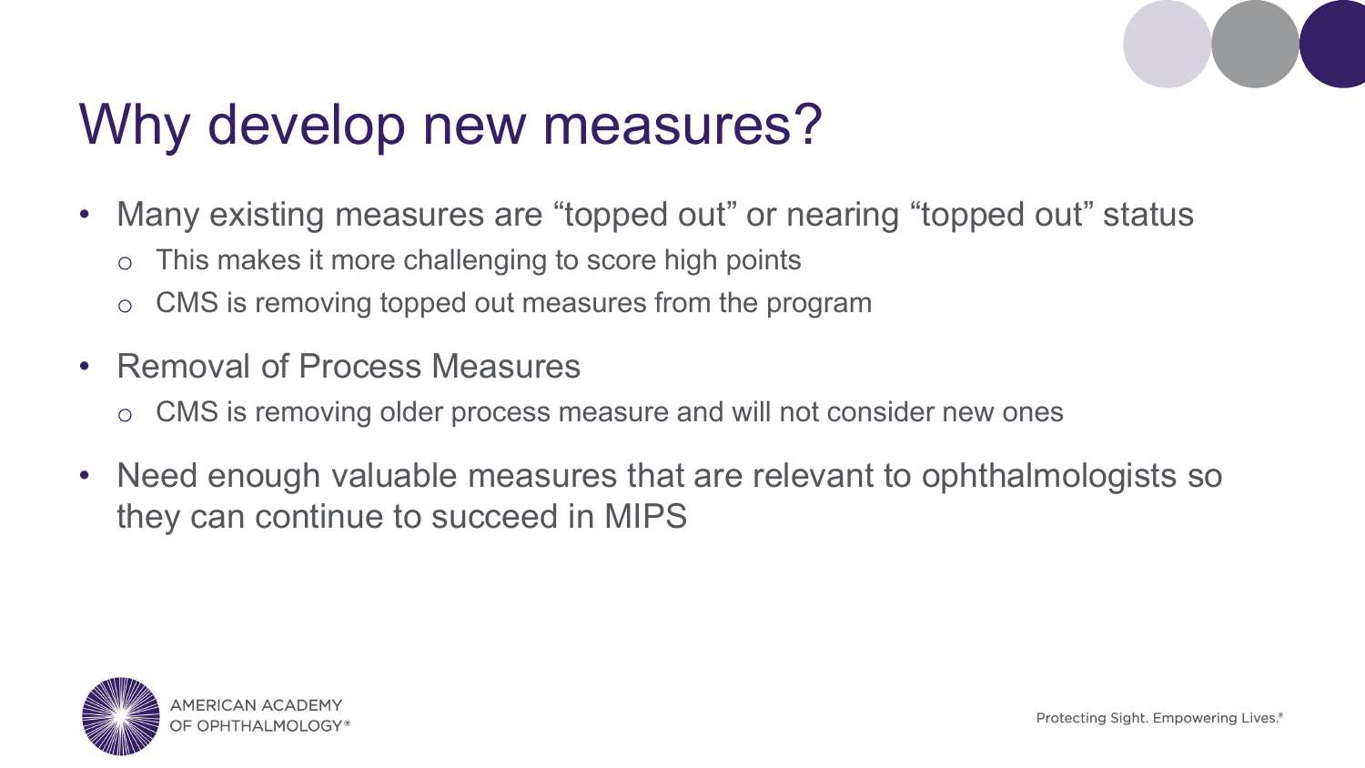# Why develop new measures?

- Many existing measures are “topped out” or nearing “topped out” status
  - This makes it more challenging to score high points
  - CMS is removing topped out measures from the program
- Removal of Process Measures
  - CMS is removing older process measure and will not consider new ones
- Need enough valuable measures that are relevant to ophthalmologists so they can continue to succeed in MIPS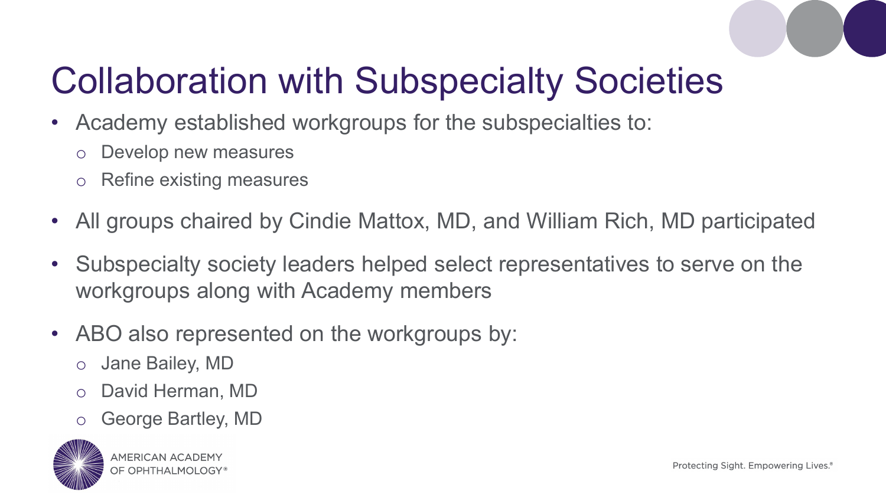# Collaboration with Subspecialty Societies

- Academy established workgroups for the subspecialties to:
  - Develop new measures
  - Refine existing measures
- All groups chaired by Cindie Mattox, MD, and William Rich, MD participated
- Subspecialty society leaders helped select representatives to serve on the workgroups along with Academy members
- ABO also represented on the workgroups by:
  - Jane Bailey, MD
  - David Herman, MD
  - George Bartley, MD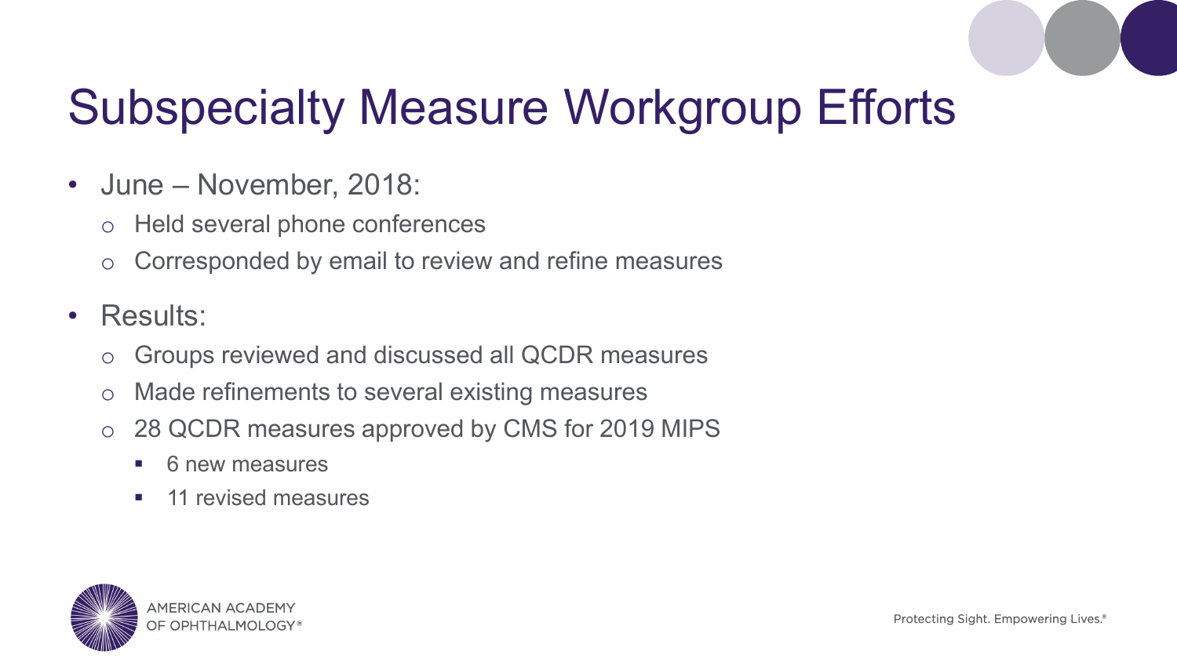# Subspecialty Measure Workgroup Efforts

- June – November, 2018:
  - Held several phone conferences
  - Corresponded by email to review and refine measures
- Results:
  - Groups reviewed and discussed all QCDR measures
  - Made refinements to several existing measures
  - 28 QCDR measures approved by CMS for 2019 MIPS
    - 6 new measures
    - 11 revised measures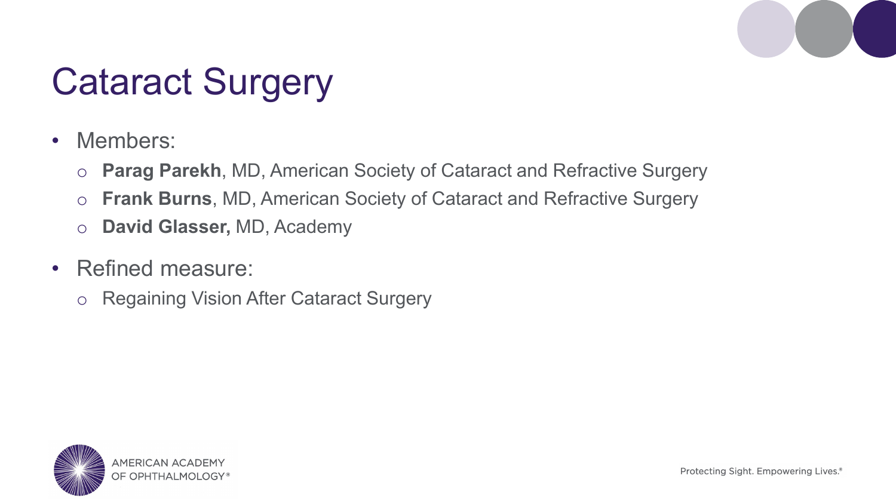# Cataract Surgery

- Members:
  - **Parag Parekh**, MD, American Society of Cataract and Refractive Surgery
  - **Frank Burns**, MD, American Society of Cataract and Refractive Surgery
  - **David Glasser,** MD, Academy
- Refined measure:
  - Regaining Vision After Cataract Surgery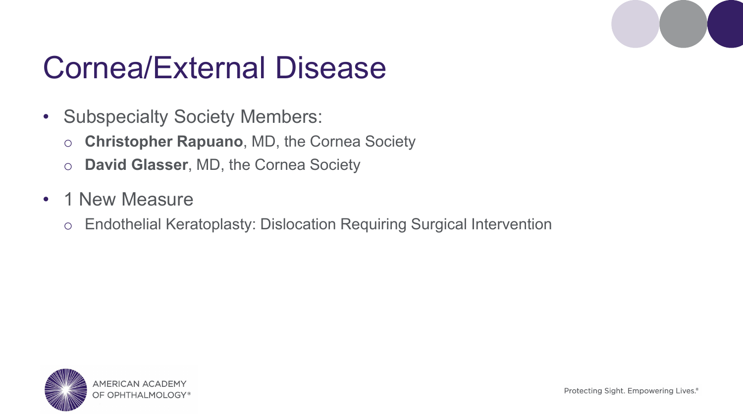# Cornea/External Disease

- Subspecialty Society Members:
  - **Christopher Rapuano**, MD, the Cornea Society
  - **David Glasser**, MD, the Cornea Society
- 1 New Measure
  - Endothelial Keratoplasty: Dislocation Requiring Surgical Intervention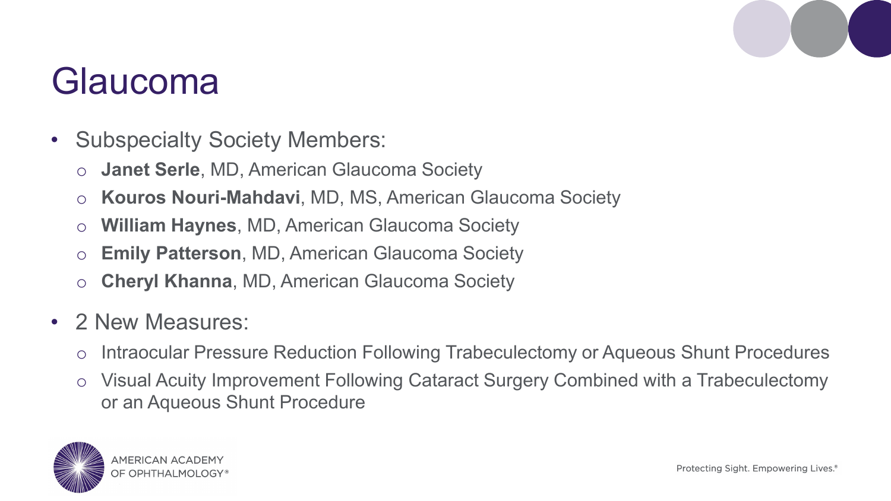# Glaucoma

- Subspecialty Society Members:
  - **Janet Serle**, MD, American Glaucoma Society
  - **Kouros Nouri-Mahdavi**, MD, MS, American Glaucoma Society
  - **William Haynes**, MD, American Glaucoma Society
  - **Emily Patterson**, MD, American Glaucoma Society
  - **Cheryl Khanna**, MD, American Glaucoma Society
- 2 New Measures:
  - Intraocular Pressure Reduction Following Trabeculectomy or Aqueous Shunt Procedures
  - Visual Acuity Improvement Following Cataract Surgery Combined with a Trabeculectomy or an Aqueous Shunt Procedure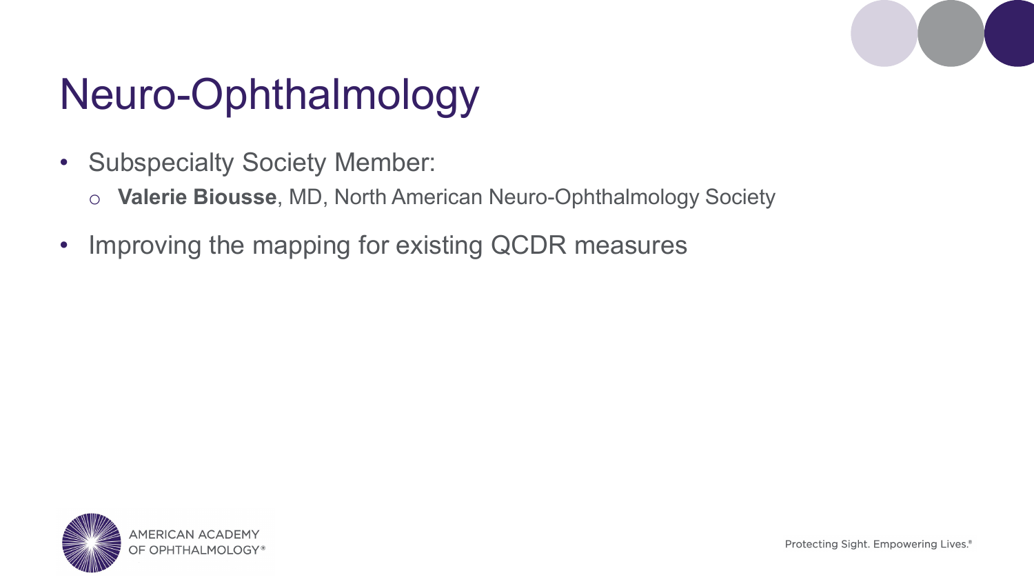# Neuro-Ophthalmology

- Subspecialty Society Member:
  - **Valerie Biousse**, MD, North American Neuro-Ophthalmology Society
- Improving the mapping for existing QCDR measures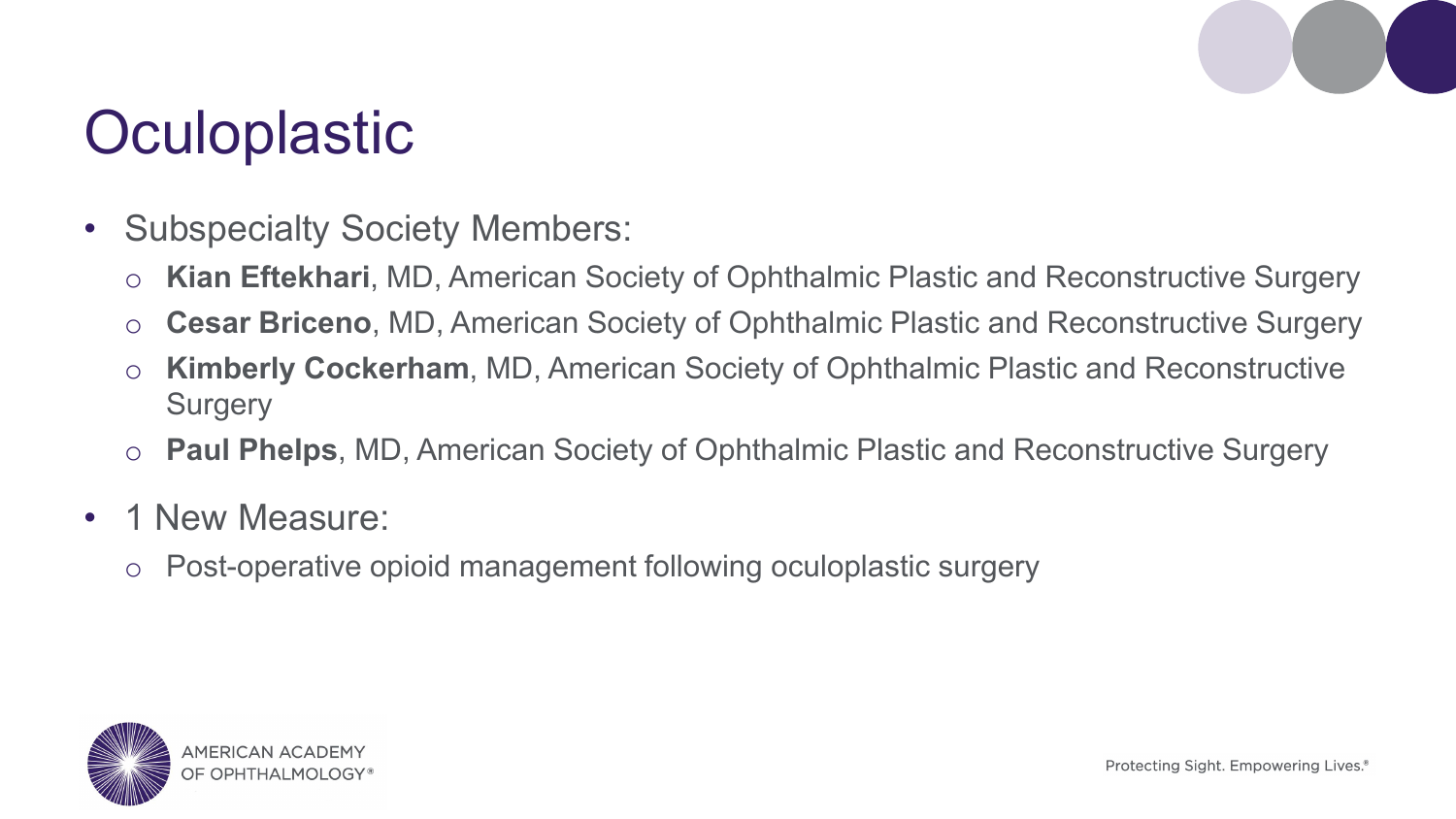# Oculoplastic

- Subspecialty Society Members:
  - **Kian Eftekhari**, MD, American Society of Ophthalmic Plastic and Reconstructive Surgery
  - **Cesar Briceno**, MD, American Society of Ophthalmic Plastic and Reconstructive Surgery
  - **Kimberly Cockerham**, MD, American Society of Ophthalmic Plastic and Reconstructive Surgery
  - **Paul Phelps**, MD, American Society of Ophthalmic Plastic and Reconstructive Surgery
- 1 New Measure:
  - Post-operative opioid management following oculoplastic surgery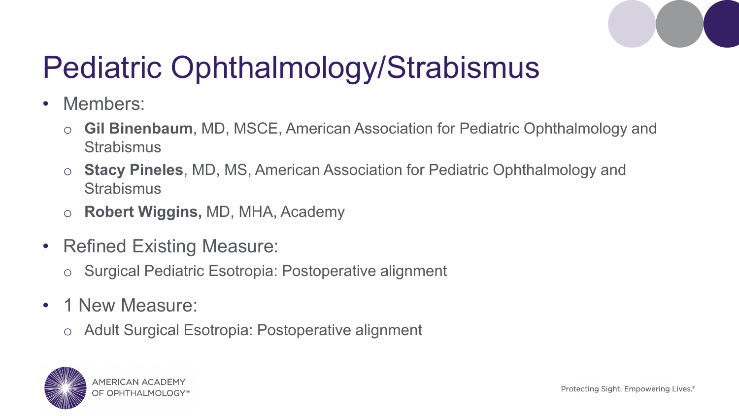# Pediatric Ophthalmology/Strabismus

- Members:
  - **Gil Binenbaum**, MD, MSCE, American Association for Pediatric Ophthalmology and Strabismus
  - **Stacy Pineles**, MD, MS, American Association for Pediatric Ophthalmology and Strabismus
  - **Robert Wiggins,** MD, MHA, Academy
- Refined Existing Measure:
  - Surgical Pediatric Esotropia: Postoperative alignment
- 1 New Measure:
  - Adult Surgical Esotropia: Postoperative alignment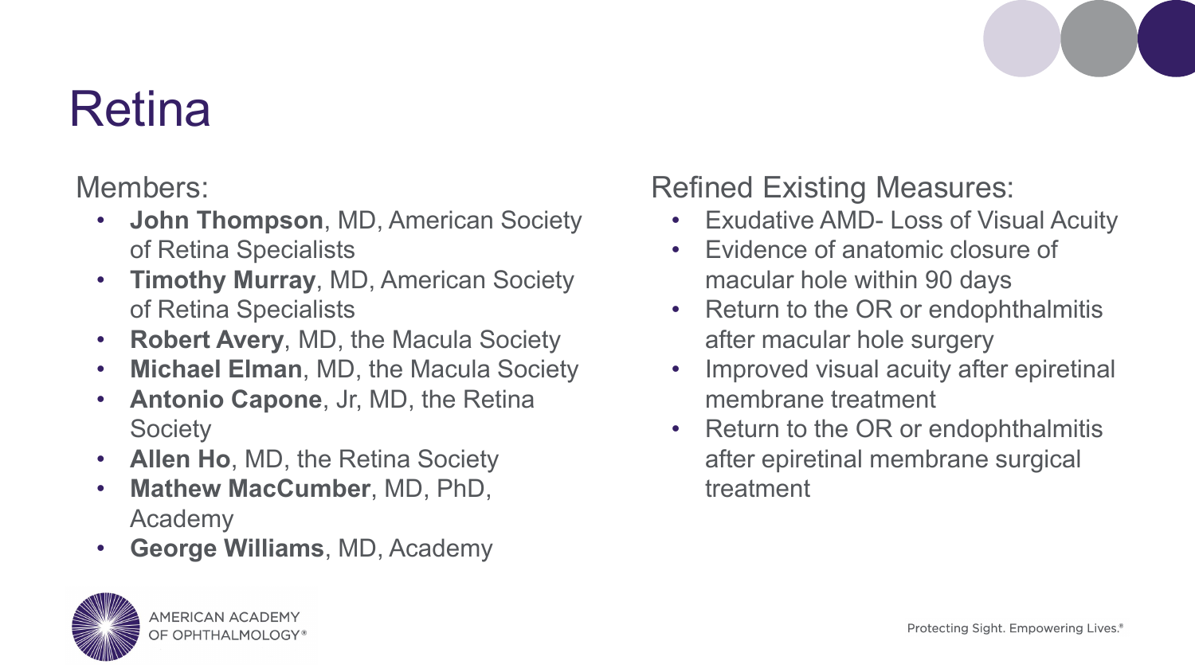# Retina

Members:

- **John Thompson**, MD, American Society of Retina Specialists
- **Timothy Murray**, MD, American Society of Retina Specialists
- **Robert Avery**, MD, the Macula Society
- **Michael Elman**, MD, the Macula Society
- **Antonio Capone**, Jr, MD, the Retina Society
- **Allen Ho**, MD, the Retina Society
- **Mathew MacCumber**, MD, PhD, Academy
- **George Williams**, MD, Academy

Refined Existing Measures:

- Exudative AMD- Loss of Visual Acuity
- Evidence of anatomic closure of macular hole within 90 days
- Return to the OR or endophthalmitis after macular hole surgery
- Improved visual acuity after epiretinal membrane treatment
- Return to the OR or endophthalmitis after epiretinal membrane surgical treatment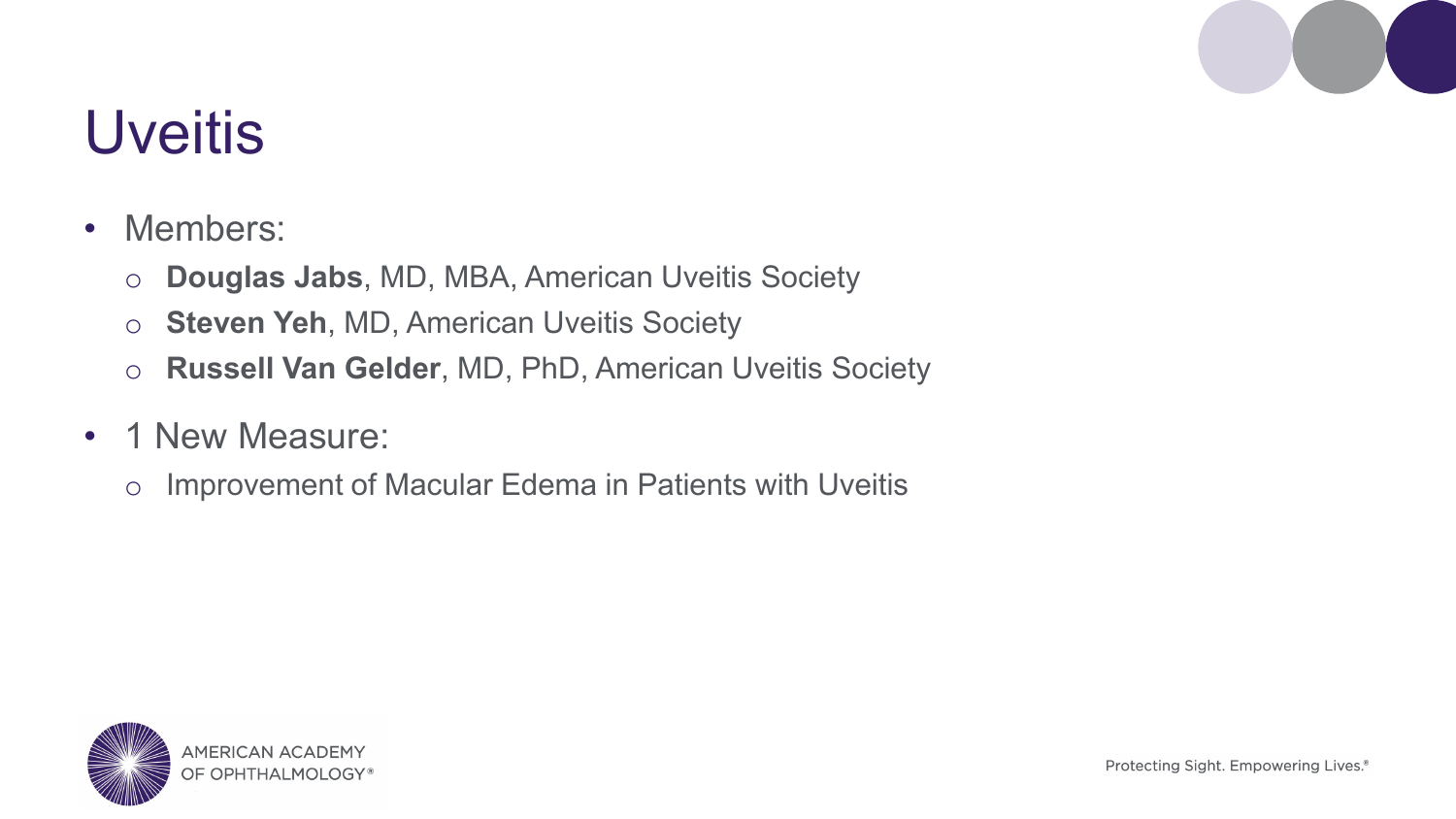# Uveitis

- Members:
  - **Douglas Jabs**, MD, MBA, American Uveitis Society
  - **Steven Yeh**, MD, American Uveitis Society
  - **Russell Van Gelder**, MD, PhD, American Uveitis Society
- 1 New Measure:
  - Improvement of Macular Edema in Patients with Uveitis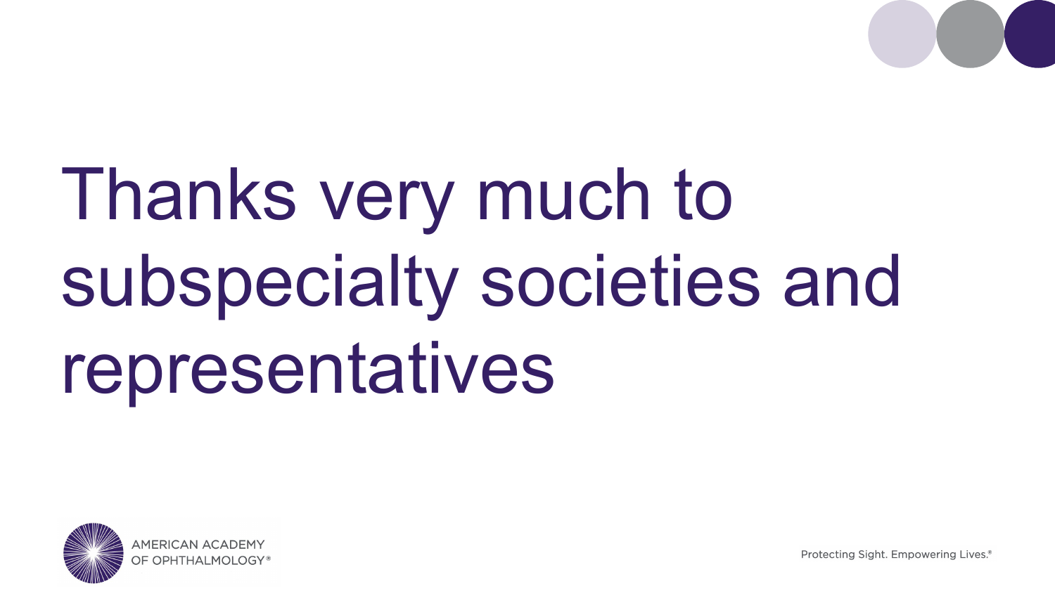# Thanks very much to subspecialty societies and representatives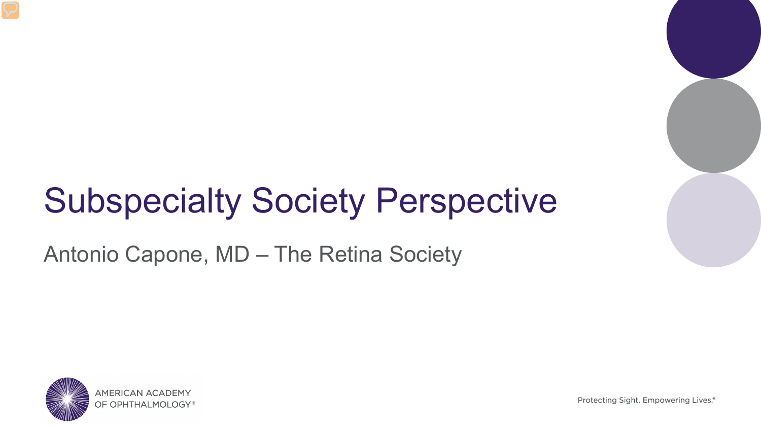# Subspecialty Society Perspective

Antonio Capone, MD – The Retina Society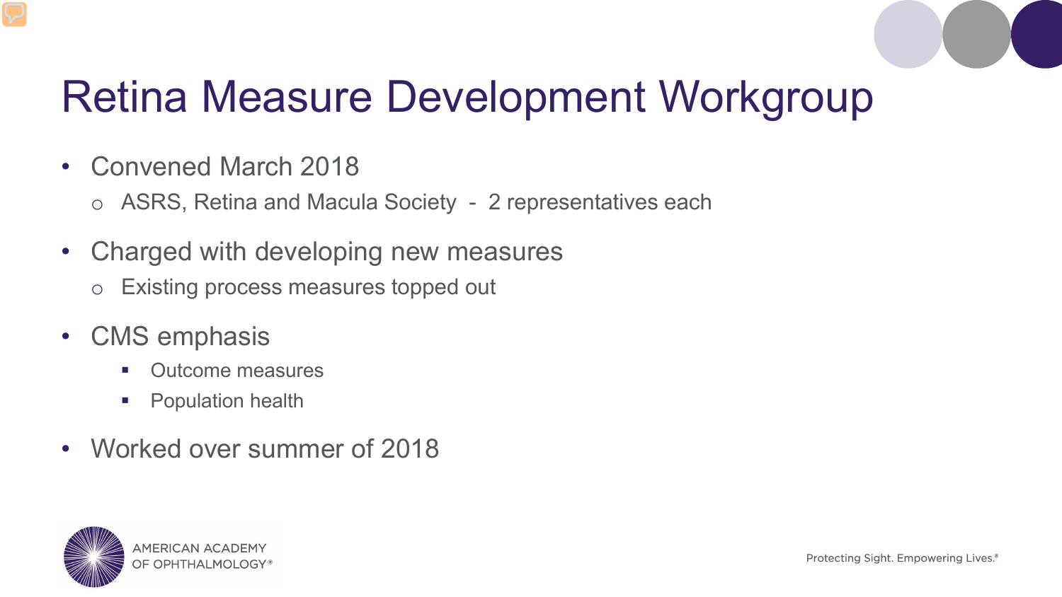# Retina Measure Development Workgroup

- Convened March 2018
  - ASRS, Retina and Macula Society - 2 representatives each
- Charged with developing new measures
  - Existing process measures topped out
- CMS emphasis
  - Outcome measures
  - Population health
- Worked over summer of 2018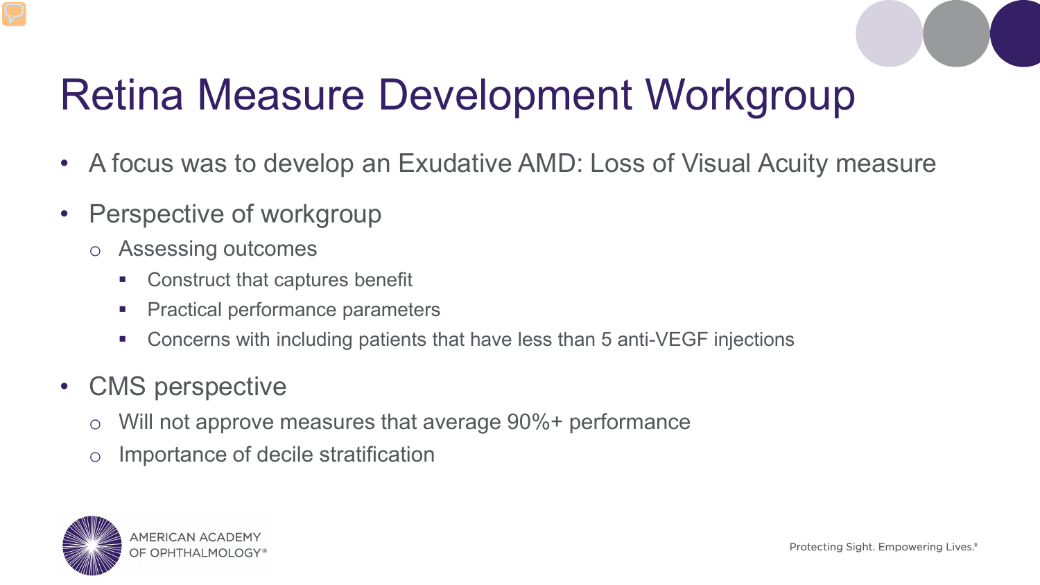# Retina Measure Development Workgroup

- A focus was to develop an Exudative AMD: Loss of Visual Acuity measure
- Perspective of workgroup
  - Assessing outcomes
    - Construct that captures benefit
    - Practical performance parameters
    - Concerns with including patients that have less than 5 anti-VEGF injections
- CMS perspective
  - Will not approve measures that average 90%+ performance
  - Importance of decile stratification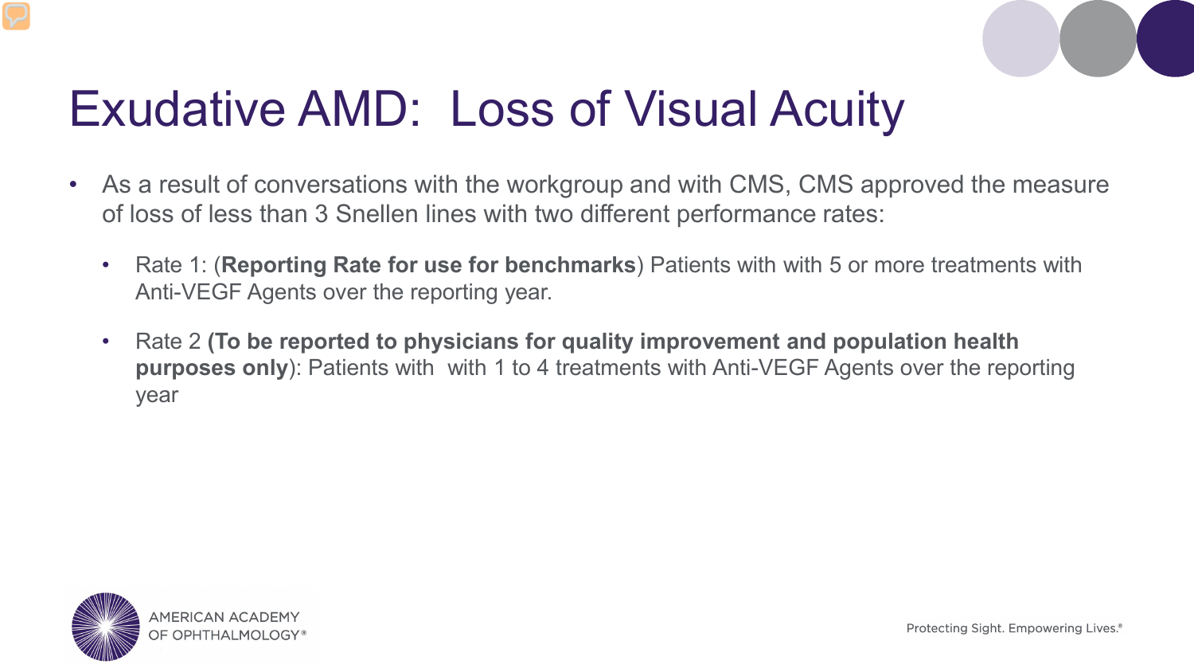# Exudative AMD: Loss of Visual Acuity

- As a result of conversations with the workgroup and with CMS, CMS approved the measure of loss of less than 3 Snellen lines with two different performance rates:
  - Rate 1: (**Reporting Rate for use for benchmarks**) Patients with with 5 or more treatments with Anti-VEGF Agents over the reporting year.
  - Rate 2 **(To be reported to physicians for quality improvement and population health purposes only)**: Patients with with 1 to 4 treatments with Anti-VEGF Agents over the reporting year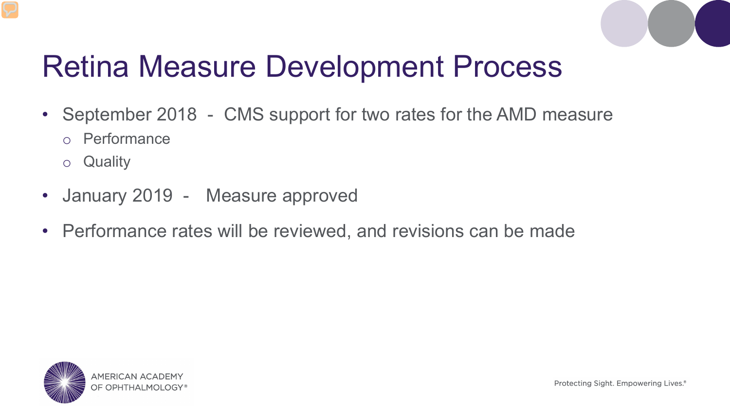# Retina Measure Development Process

- September 2018 - CMS support for two rates for the AMD measure
  - Performance
  - Quality
- January 2019 - Measure approved
- Performance rates will be reviewed, and revisions can be made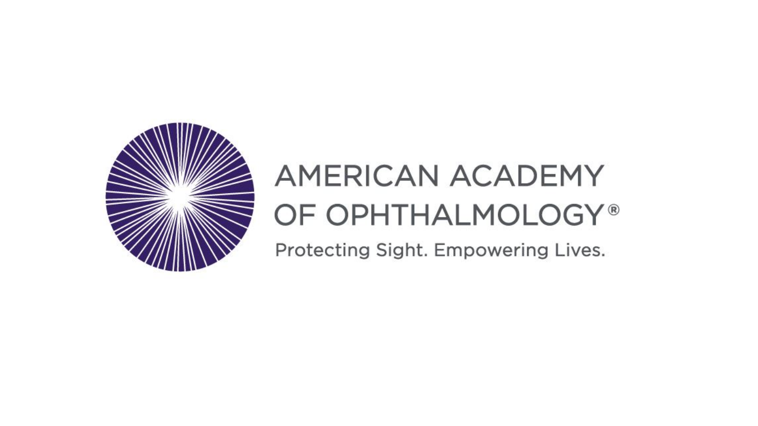AMERICAN ACADEMY OF OPHTHALMOLOGY®

Protecting Sight. Empowering Lives.